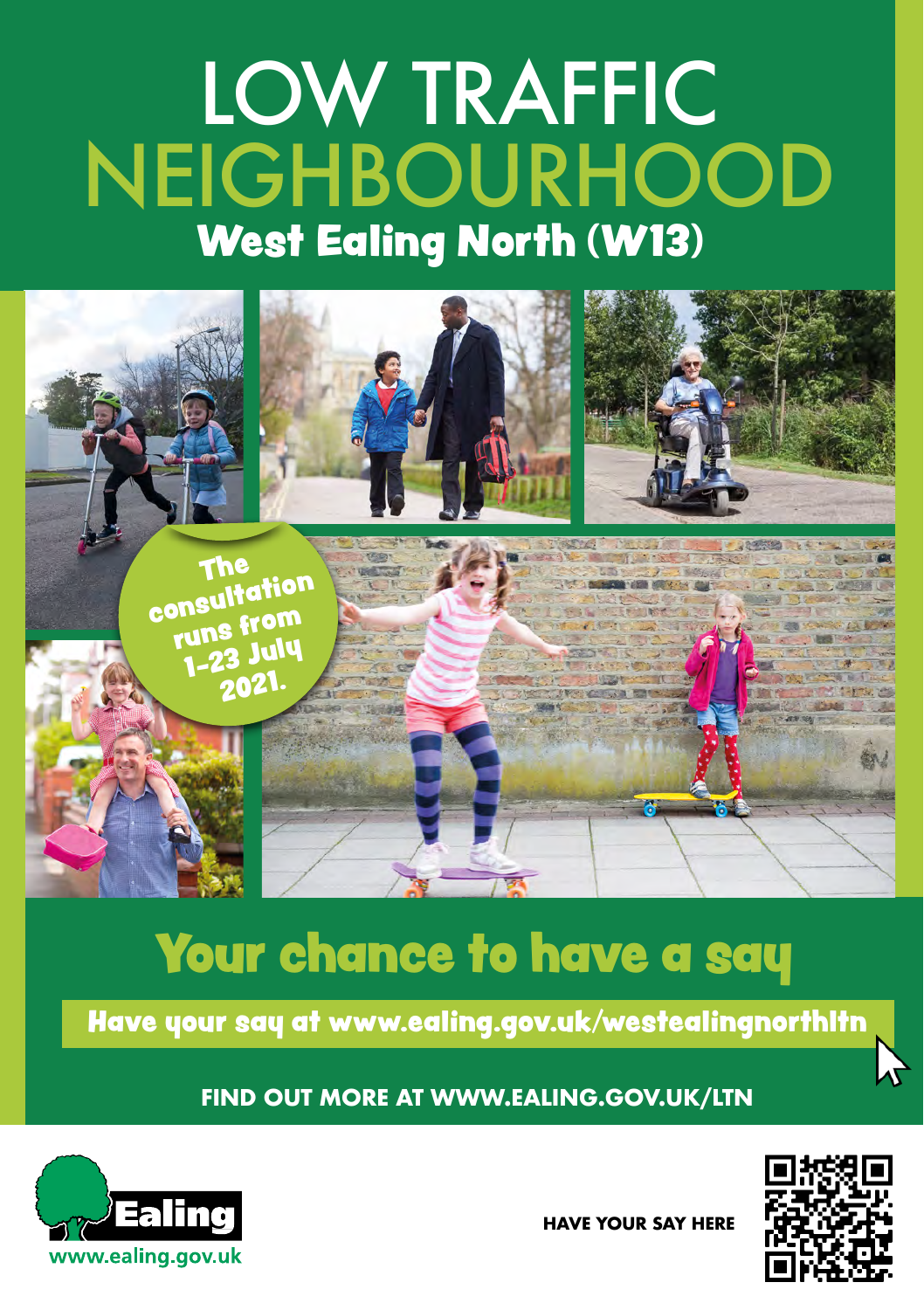# LOW TRAFFIC NEIGHBOURHOOD

## West Ealing North (W13)

The consultation runs from 1–23 July 2021.

## Your chance to have a say

**Have your say at www.ealing.gov.uk/westealingnorthltn**

**FIND OUT MORE AT WWW.EALING.GOV.UK/LTN**

Ealing
www.ealing.gov.uk

**HAVE YOUR SAY HERE**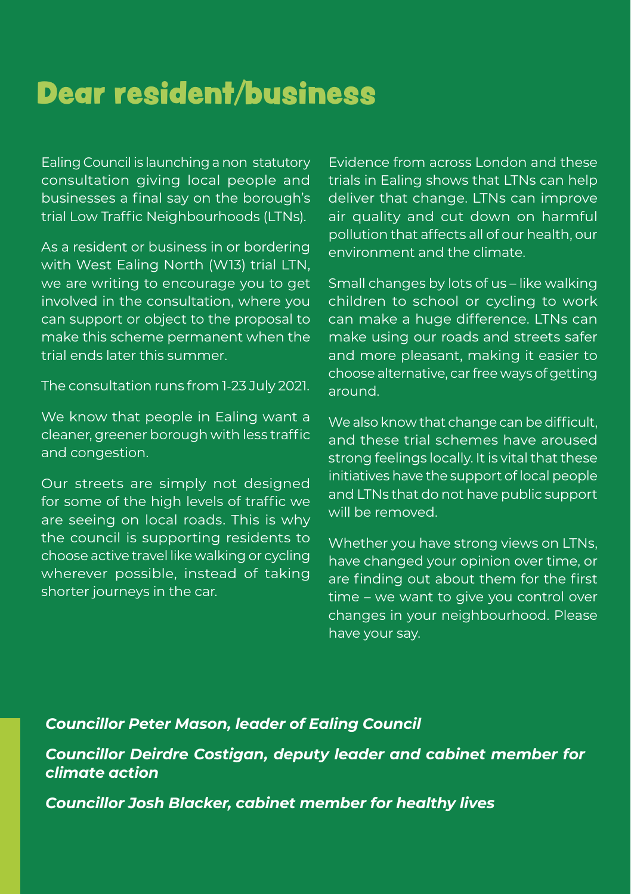# Dear resident/business

Ealing Council is launching a non statutory consultation giving local people and businesses a final say on the borough's trial Low Traffic Neighbourhoods (LTNs).

As a resident or business in or bordering with West Ealing North (W13) trial LTN, we are writing to encourage you to get involved in the consultation, where you can support or object to the proposal to make this scheme permanent when the trial ends later this summer.

The consultation runs from 1-23 July 2021.

We know that people in Ealing want a cleaner, greener borough with less traffic and congestion.

Our streets are simply not designed for some of the high levels of traffic we are seeing on local roads. This is why the council is supporting residents to choose active travel like walking or cycling wherever possible, instead of taking shorter journeys in the car.

Evidence from across London and these trials in Ealing shows that LTNs can help deliver that change. LTNs can improve air quality and cut down on harmful pollution that affects all of our health, our environment and the climate.

Small changes by lots of us – like walking children to school or cycling to work can make a huge difference. LTNs can make using our roads and streets safer and more pleasant, making it easier to choose alternative, car free ways of getting around.

We also know that change can be difficult, and these trial schemes have aroused strong feelings locally. It is vital that these initiatives have the support of local people and LTNs that do not have public support will be removed.

Whether you have strong views on LTNs, have changed your opinion over time, or are finding out about them for the first time – we want to give you control over changes in your neighbourhood. Please have your say.

***Councillor Peter Mason, leader of Ealing Council***

***Councillor Deirdre Costigan, deputy leader and cabinet member for climate action***

***Councillor Josh Blacker, cabinet member for healthy lives***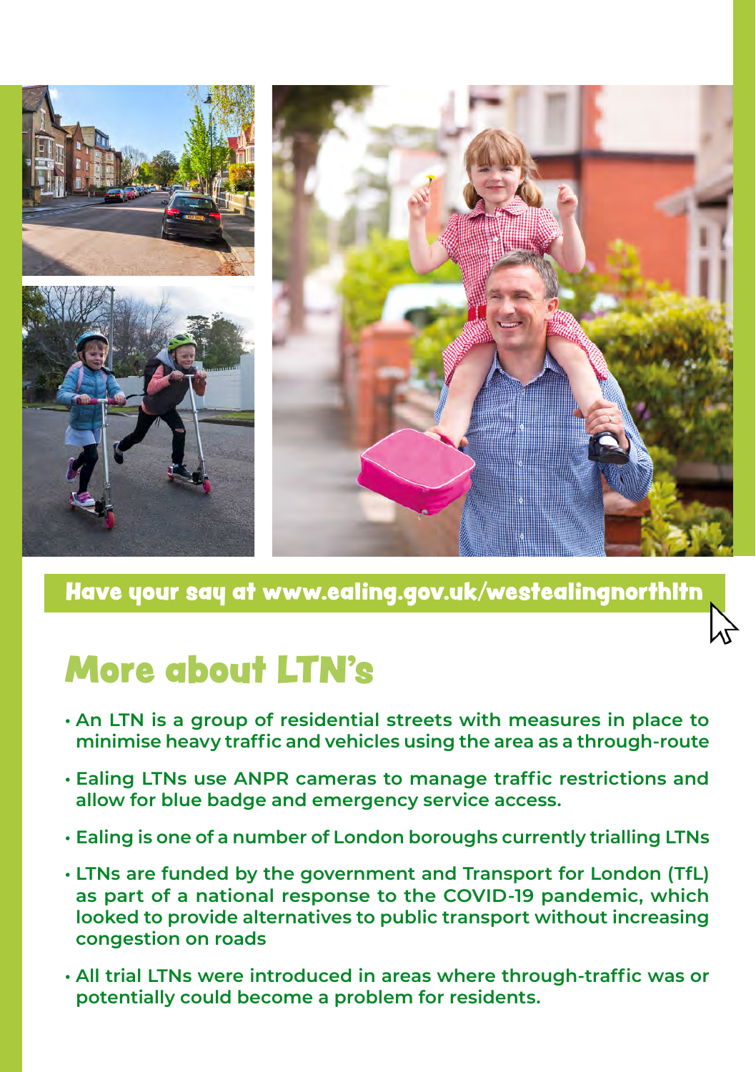**Have your say at www.ealing.gov.uk/westealingnorthltn**

# More about LTN's

- **An LTN is a group of residential streets with measures in place to minimise heavy traffic and vehicles using the area as a through-route**
- **Ealing LTNs use ANPR cameras to manage traffic restrictions and allow for blue badge and emergency service access.**
- **Ealing is one of a number of London boroughs currently trialling LTNs**
- **LTNs are funded by the government and Transport for London (TfL) as part of a national response to the COVID-19 pandemic, which looked to provide alternatives to public transport without increasing congestion on roads**
- **All trial LTNs were introduced in areas where through-traffic was or potentially could become a problem for residents.**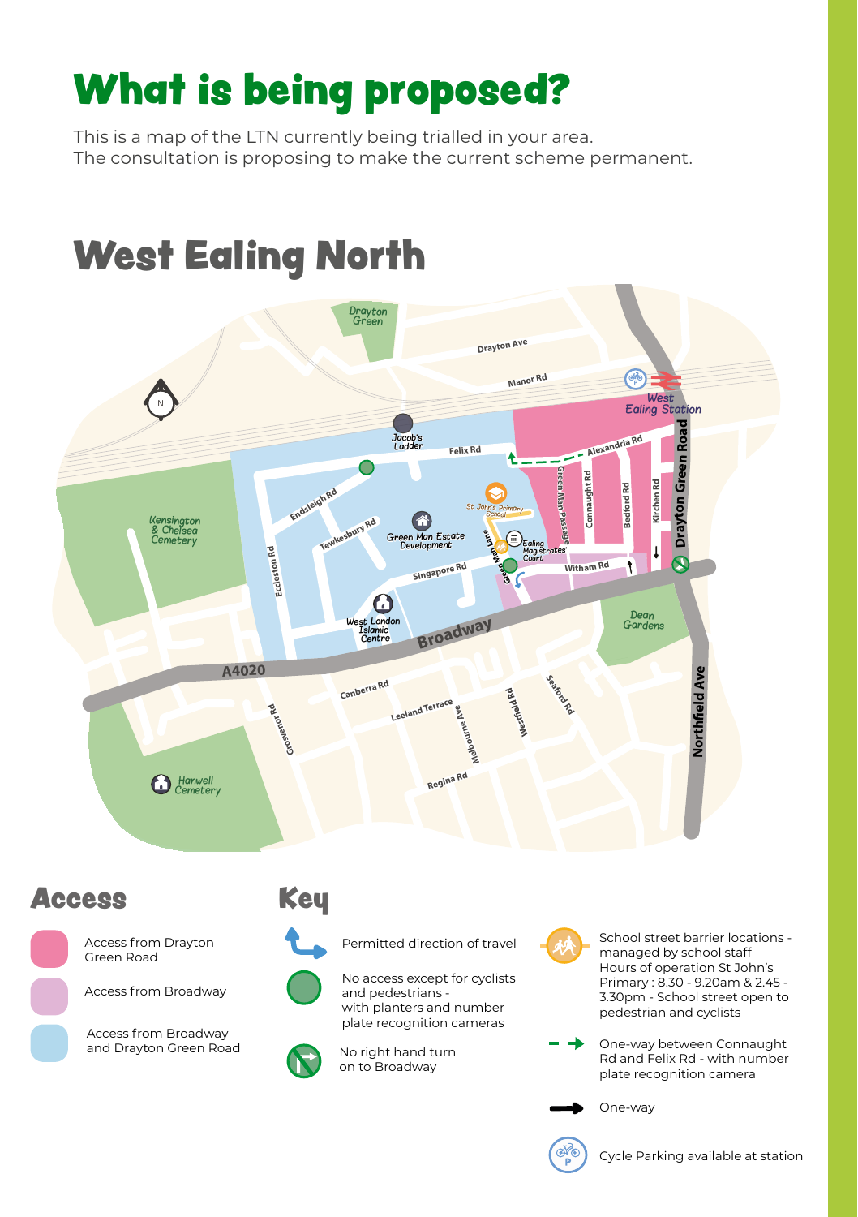# What is being proposed?

This is a map of the LTN currently being trialled in your area.
The consultation is proposing to make the current scheme permanent.

## West Ealing North

## Access

- Access from Drayton Green Road
- Access from Broadway
- Access from Broadway and Drayton Green Road

## Key

- Permitted direction of travel
- No access except for cyclists and pedestrians - with planters and number plate recognition cameras
- No right hand turn on to Broadway
- School street barrier locations - managed by school staff Hours of operation St John's Primary : 8.30 - 9.20am & 2.45 - 3.30pm - School street open to pedestrian and cyclists
- One-way between Connaught Rd and Felix Rd - with number plate recognition camera
- One-way
- Cycle Parking available at station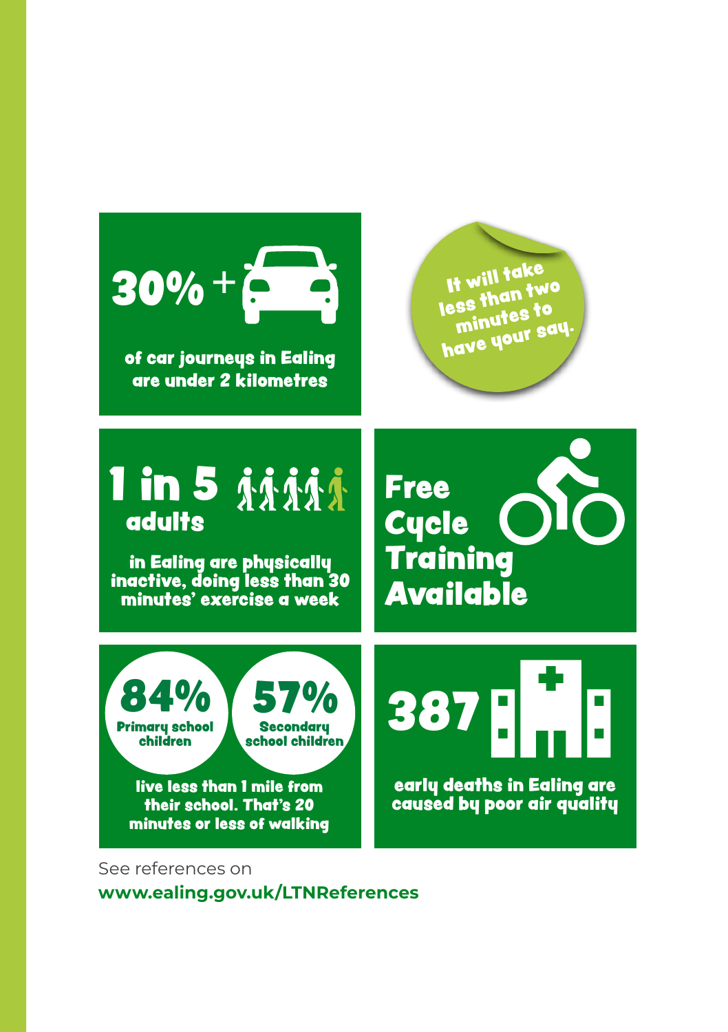**30%+**

of car journeys in Ealing are under 2 kilometres

It will take less than two minutes to have your say.

**1 in 5 adults**

in Ealing are physically inactive, doing less than 30 minutes' exercise a week

**Free Cycle Training Available**

**84%** Primary school children

**57%** Secondary school children

live less than 1 mile from their school. That's 20 minutes or less of walking

**387**

early deaths in Ealing are caused by poor air quality

See references on
**www.ealing.gov.uk/LTNReferences**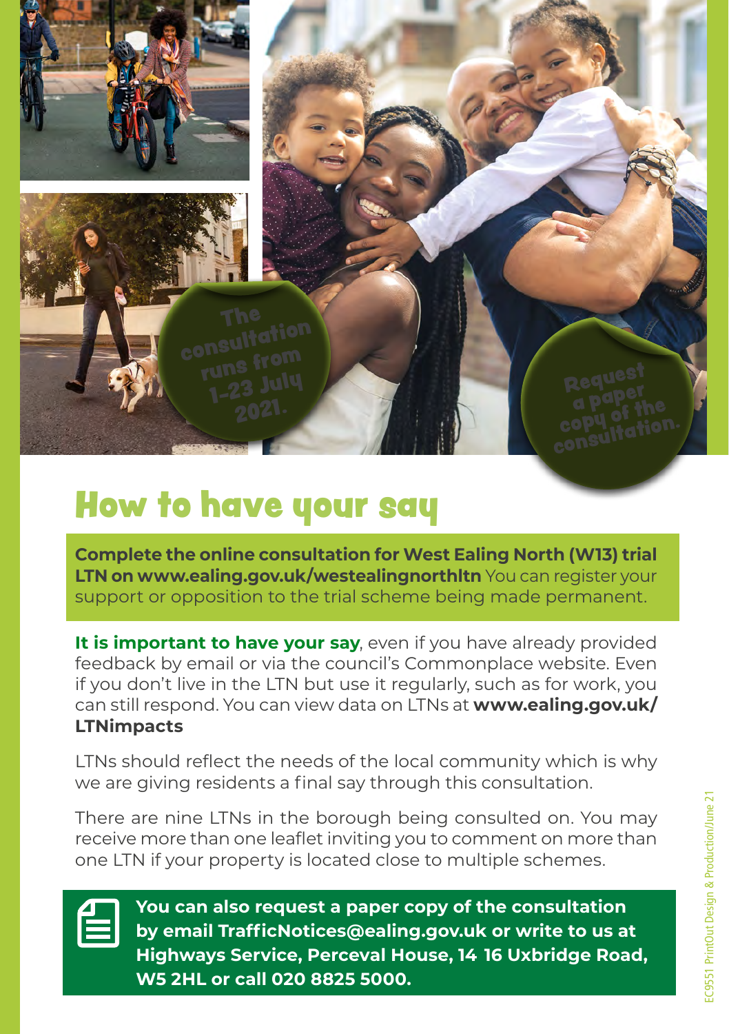The consultation runs from 1-23 July 2021.

Request a paper copy of the consultation.

# How to have your say

**Complete the online consultation for West Ealing North (W13) trial LTN on www.ealing.gov.uk/westealingnorthltn** You can register your support or opposition to the trial scheme being made permanent.

**It is important to have your say**, even if you have already provided feedback by email or via the council's Commonplace website. Even if you don't live in the LTN but use it regularly, such as for work, you can still respond. You can view data on LTNs at **www.ealing.gov.uk/LTNimpacts**

LTNs should reflect the needs of the local community which is why we are giving residents a final say through this consultation.

There are nine LTNs in the borough being consulted on. You may receive more than one leaflet inviting you to comment on more than one LTN if your property is located close to multiple schemes.

**You can also request a paper copy of the consultation by email TrafficNotices@ealing.gov.uk or write to us at Highways Service, Perceval House, 14 16 Uxbridge Road, W5 2HL or call 020 8825 5000.**

EC9551 PrintOut Design & Production/June 21